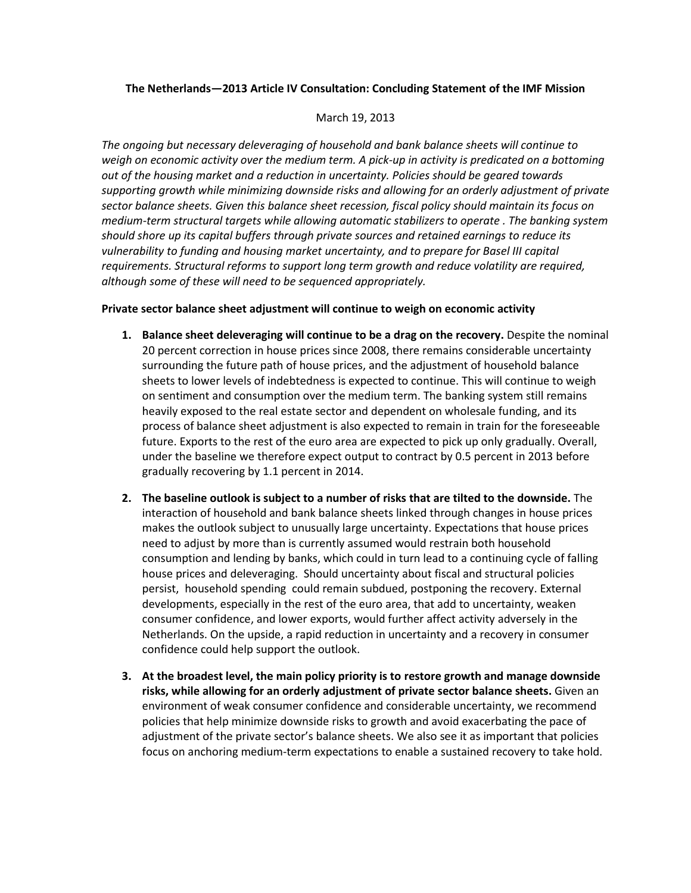**The Netherlands—2013 Article IV Consultation: Concluding Statement of the IMF Mission**

March 19, 2013

*The ongoing but necessary deleveraging of household and bank balance sheets will continue to weigh on economic activity over the medium term. A pick-up in activity is predicated on a bottoming out of the housing market and a reduction in uncertainty. Policies should be geared towards supporting growth while minimizing downside risks and allowing for an orderly adjustment of private sector balance sheets. Given this balance sheet recession, fiscal policy should maintain its focus on medium-term structural targets while allowing automatic stabilizers to operate . The banking system should shore up its capital buffers through private sources and retained earnings to reduce its vulnerability to funding and housing market uncertainty, and to prepare for Basel III capital requirements. Structural reforms to support long term growth and reduce volatility are required, although some of these will need to be sequenced appropriately.*

**Private sector balance sheet adjustment will continue to weigh on economic activity**

1. **Balance sheet deleveraging will continue to be a drag on the recovery.** Despite the nominal 20 percent correction in house prices since 2008, there remains considerable uncertainty surrounding the future path of house prices, and the adjustment of household balance sheets to lower levels of indebtedness is expected to continue. This will continue to weigh on sentiment and consumption over the medium term. The banking system still remains heavily exposed to the real estate sector and dependent on wholesale funding, and its process of balance sheet adjustment is also expected to remain in train for the foreseeable future. Exports to the rest of the euro area are expected to pick up only gradually. Overall, under the baseline we therefore expect output to contract by 0.5 percent in 2013 before gradually recovering by 1.1 percent in 2014.

2. **The baseline outlook is subject to a number of risks that are tilted to the downside.** The interaction of household and bank balance sheets linked through changes in house prices makes the outlook subject to unusually large uncertainty. Expectations that house prices need to adjust by more than is currently assumed would restrain both household consumption and lending by banks, which could in turn lead to a continuing cycle of falling house prices and deleveraging. Should uncertainty about fiscal and structural policies persist, household spending could remain subdued, postponing the recovery. External developments, especially in the rest of the euro area, that add to uncertainty, weaken consumer confidence, and lower exports, would further affect activity adversely in the Netherlands. On the upside, a rapid reduction in uncertainty and a recovery in consumer confidence could help support the outlook.

3. **At the broadest level, the main policy priority is to restore growth and manage downside risks, while allowing for an orderly adjustment of private sector balance sheets.** Given an environment of weak consumer confidence and considerable uncertainty, we recommend policies that help minimize downside risks to growth and avoid exacerbating the pace of adjustment of the private sector's balance sheets. We also see it as important that policies focus on anchoring medium-term expectations to enable a sustained recovery to take hold.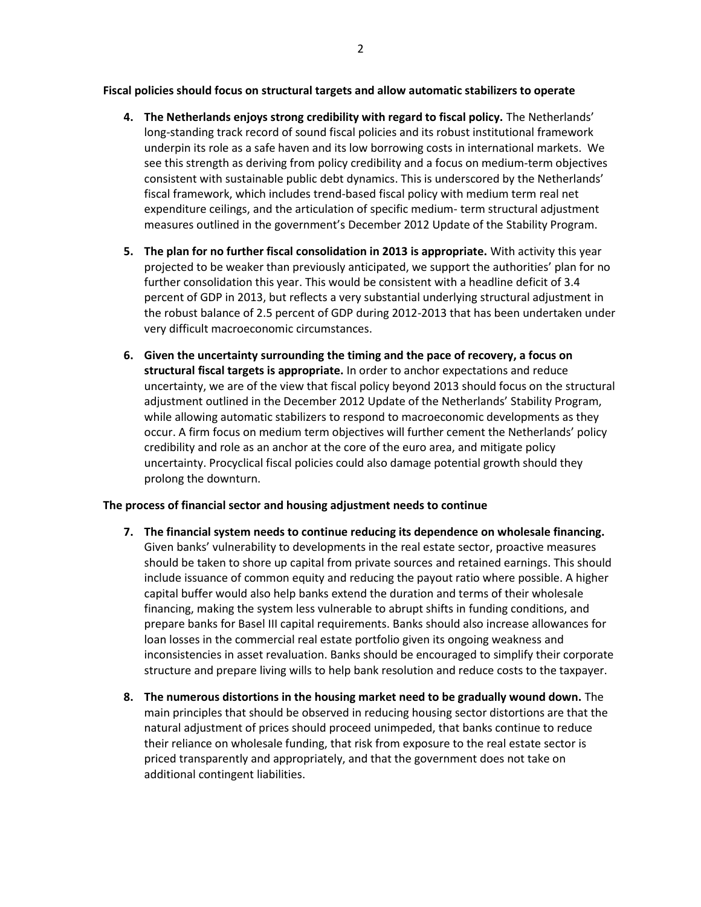**Fiscal policies should focus on structural targets and allow automatic stabilizers to operate**

4. **The Netherlands enjoys strong credibility with regard to fiscal policy.** The Netherlands' long-standing track record of sound fiscal policies and its robust institutional framework underpin its role as a safe haven and its low borrowing costs in international markets. We see this strength as deriving from policy credibility and a focus on medium-term objectives consistent with sustainable public debt dynamics. This is underscored by the Netherlands' fiscal framework, which includes trend-based fiscal policy with medium term real net expenditure ceilings, and the articulation of specific medium- term structural adjustment measures outlined in the government's December 2012 Update of the Stability Program.

5. **The plan for no further fiscal consolidation in 2013 is appropriate.** With activity this year projected to be weaker than previously anticipated, we support the authorities' plan for no further consolidation this year. This would be consistent with a headline deficit of 3.4 percent of GDP in 2013, but reflects a very substantial underlying structural adjustment in the robust balance of 2.5 percent of GDP during 2012-2013 that has been undertaken under very difficult macroeconomic circumstances.

6. **Given the uncertainty surrounding the timing and the pace of recovery, a focus on structural fiscal targets is appropriate.** In order to anchor expectations and reduce uncertainty, we are of the view that fiscal policy beyond 2013 should focus on the structural adjustment outlined in the December 2012 Update of the Netherlands' Stability Program, while allowing automatic stabilizers to respond to macroeconomic developments as they occur. A firm focus on medium term objectives will further cement the Netherlands' policy credibility and role as an anchor at the core of the euro area, and mitigate policy uncertainty. Procyclical fiscal policies could also damage potential growth should they prolong the downturn.

**The process of financial sector and housing adjustment needs to continue**

7. **The financial system needs to continue reducing its dependence on wholesale financing.** Given banks' vulnerability to developments in the real estate sector, proactive measures should be taken to shore up capital from private sources and retained earnings. This should include issuance of common equity and reducing the payout ratio where possible. A higher capital buffer would also help banks extend the duration and terms of their wholesale financing, making the system less vulnerable to abrupt shifts in funding conditions, and prepare banks for Basel III capital requirements. Banks should also increase allowances for loan losses in the commercial real estate portfolio given its ongoing weakness and inconsistencies in asset revaluation. Banks should be encouraged to simplify their corporate structure and prepare living wills to help bank resolution and reduce costs to the taxpayer.

8. **The numerous distortions in the housing market need to be gradually wound down.** The main principles that should be observed in reducing housing sector distortions are that the natural adjustment of prices should proceed unimpeded, that banks continue to reduce their reliance on wholesale funding, that risk from exposure to the real estate sector is priced transparently and appropriately, and that the government does not take on additional contingent liabilities.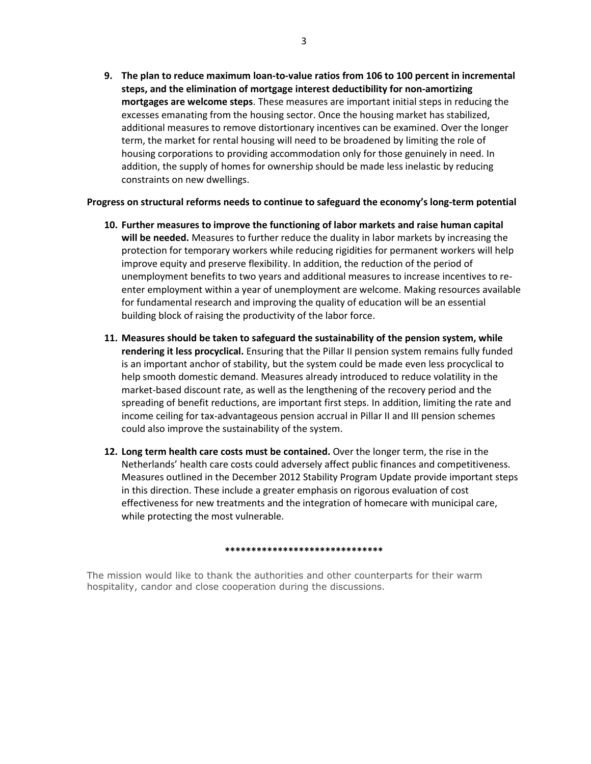9. **The plan to reduce maximum loan-to-value ratios from 106 to 100 percent in incremental steps, and the elimination of mortgage interest deductibility for non-amortizing mortgages are welcome steps**. These measures are important initial steps in reducing the excesses emanating from the housing sector. Once the housing market has stabilized, additional measures to remove distortionary incentives can be examined. Over the longer term, the market for rental housing will need to be broadened by limiting the role of housing corporations to providing accommodation only for those genuinely in need. In addition, the supply of homes for ownership should be made less inelastic by reducing constraints on new dwellings.

**Progress on structural reforms needs to continue to safeguard the economy's long-term potential**

10. **Further measures to improve the functioning of labor markets and raise human capital will be needed.** Measures to further reduce the duality in labor markets by increasing the protection for temporary workers while reducing rigidities for permanent workers will help improve equity and preserve flexibility. In addition, the reduction of the period of unemployment benefits to two years and additional measures to increase incentives to re-enter employment within a year of unemployment are welcome. Making resources available for fundamental research and improving the quality of education will be an essential building block of raising the productivity of the labor force.

11. **Measures should be taken to safeguard the sustainability of the pension system, while rendering it less procyclical.** Ensuring that the Pillar II pension system remains fully funded is an important anchor of stability, but the system could be made even less procyclical to help smooth domestic demand. Measures already introduced to reduce volatility in the market-based discount rate, as well as the lengthening of the recovery period and the spreading of benefit reductions, are important first steps. In addition, limiting the rate and income ceiling for tax-advantageous pension accrual in Pillar II and III pension schemes could also improve the sustainability of the system.

12. **Long term health care costs must be contained.** Over the longer term, the rise in the Netherlands' health care costs could adversely affect public finances and competitiveness. Measures outlined in the December 2012 Stability Program Update provide important steps in this direction. These include a greater emphasis on rigorous evaluation of cost effectiveness for new treatments and the integration of homecare with municipal care, while protecting the most vulnerable.

******************************

The mission would like to thank the authorities and other counterparts for their warm hospitality, candor and close cooperation during the discussions.